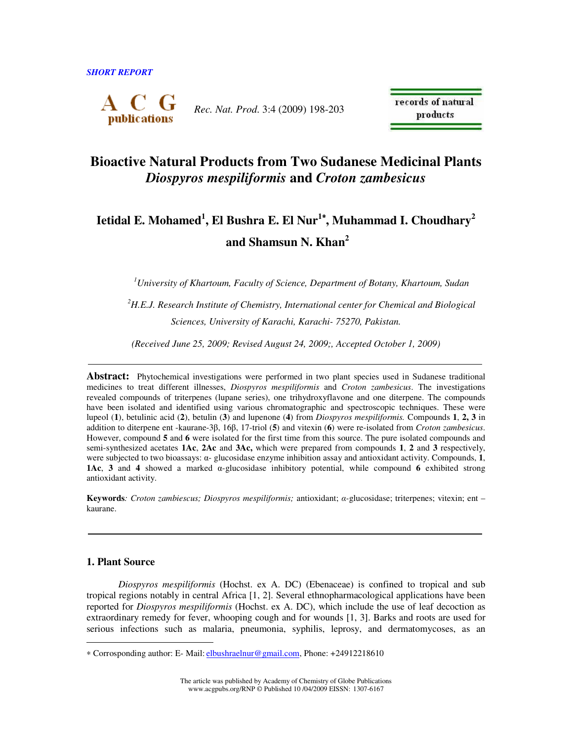*SHORT REPORT*

# Bioactive Natural Products from Two Sudanese Medicinal Plants *Diospyros mespiliformis* and *Croton zambesicus*

**Ietidal E. Mohamed[1], El Bushra E. El Nur[1*], Muhammad I. Choudhary[2] and Shamsun N. Khan[2]**

*[1]University of Khartoum, Faculty of Science, Department of Botany, Khartoum, Sudan*

*[2]H.E.J. Research Institute of Chemistry, International center for Chemical and Biological Sciences, University of Karachi, Karachi- 75270, Pakistan.*

*(Received June 25, 2009; Revised August 24, 2009;, Accepted October 1, 2009)*

---

**Abstract:** Phytochemical investigations were performed in two plant species used in Sudanese traditional medicines to treat different illnesses, *Diospyros mespiliformis* and *Croton zambesicus*. The investigations revealed compounds of triterpenes (lupane series), one trihydroxyflavone and one diterpene. The compounds have been isolated and identified using various chromatographic and spectroscopic techniques. These were lupeol (**1**), betulinic acid (**2**), betulin (**3**) and lupenone (**4**) from *Diospyros mespiliformis.* Compounds **1**, **2, 3** in addition to diterpene ent -kaurane-3β, 16β, 17-triol (**5**) and vitexin (**6**) were re-isolated from *Croton zambesicus*. However, compound **5** and **6** were isolated for the first time from this source. The pure isolated compounds and semi-synthesized acetates **1Ac**, **2Ac** and **3Ac,** which were prepared from compounds **1**, **2** and **3** respectively, were subjected to two bioassays: α- glucosidase enzyme inhibition assay and antioxidant activity. Compounds, **1**, **1Ac**, **3** and **4** showed a marked α-glucosidase inhibitory potential, while compound **6** exhibited strong antioxidant activity.

**Keywords***: Croton zambiescus; Diospyros mespiliformis;* antioxidant; *α*-glucosidase; triterpenes; vitexin; ent – kaurane.

---

## 1. Plant Source

*Diospyros mespiliformis* (Hochst. ex A. DC) (Ebenaceae) is confined to tropical and sub tropical regions notably in central Africa [1, 2]. Several ethnopharmacological applications have been reported for *Diospyros mespiliformis* (Hochst. ex A. DC), which include the use of leaf decoction as extraordinary remedy for fever, whooping cough and for wounds [1, 3]. Barks and roots are used for serious infections such as malaria, pneumonia, syphilis, leprosy, and dermatomycoses, as an

---

\* Corrosponding author: E- Mail: elbushraelnur@gmail.com, Phone: +24912218610

The article was published by Academy of Chemistry of Globe Publications
www.acgpubs.org/RNP © Published 10 /04/2009 EISSN: 1307-6167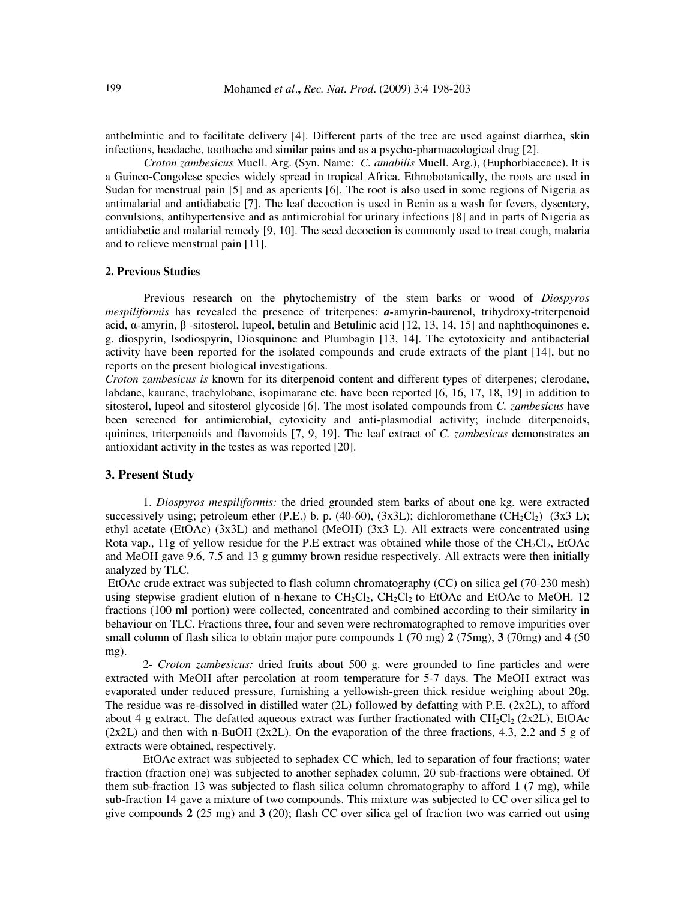anthelmintic and to facilitate delivery [4]. Different parts of the tree are used against diarrhea, skin infections, headache, toothache and similar pains and as a psycho-pharmacological drug [2].

*Croton zambesicus* Muell. Arg. (Syn. Name: *C. amabilis* Muell. Arg.), (Euphorbiaceace). It is a Guineo-Congolese species widely spread in tropical Africa. Ethnobotanically, the roots are used in Sudan for menstrual pain [5] and as aperients [6]. The root is also used in some regions of Nigeria as antimalarial and antidiabetic [7]. The leaf decoction is used in Benin as a wash for fevers, dysentery, convulsions, antihypertensive and as antimicrobial for urinary infections [8] and in parts of Nigeria as antidiabetic and malarial remedy [9, 10]. The seed decoction is commonly used to treat cough, malaria and to relieve menstrual pain [11].

### 2. Previous Studies

Previous research on the phytochemistry of the stem barks or wood of *Diospyros mespiliformis* has revealed the presence of triterpenes: ***a*-**amyrin-baurenol, trihydroxy-triterpenoid acid, α-amyrin, β -sitosterol, lupeol, betulin and Betulinic acid [12, 13, 14, 15] and naphthoquinones e. g. diospyrin, Isodiospyrin, Diosquinone and Plumbagin [13, 14]. The cytotoxicity and antibacterial activity have been reported for the isolated compounds and crude extracts of the plant [14], but no reports on the present biological investigations.

*Croton zambesicus is* known for its diterpenoid content and different types of diterpenes; clerodane, labdane, kaurane, trachylobane, isopimarane etc. have been reported [6, 16, 17, 18, 19] in addition to sitosterol, lupeol and sitosterol glycoside [6]. The most isolated compounds from *C. zambesicus* have been screened for antimicrobial, cytoxicity and anti-plasmodial activity; include diterpenoids, quinines, triterpenoids and flavonoids [7, 9, 19]. The leaf extract of *C. zambesicus* demonstrates an antioxidant activity in the testes as was reported [20].

## 3. Present Study

1. *Diospyros mespiliformis:* the dried grounded stem barks of about one kg. were extracted successively using; petroleum ether (P.E.) b. p. (40-60), (3x3L); dichloromethane ($CH_2Cl_2$) (3x3 L); ethyl acetate (EtOAc) (3x3L) and methanol (MeOH) (3x3 L). All extracts were concentrated using Rota vap., 11g of yellow residue for the P.E extract was obtained while those of the $CH_2Cl_2$, EtOAc and MeOH gave 9.6, 7.5 and 13 g gummy brown residue respectively. All extracts were then initially analyzed by TLC.

EtOAc crude extract was subjected to flash column chromatography (CC) on silica gel (70-230 mesh) using stepwise gradient elution of n-hexane to $CH_2Cl_2$, $CH_2Cl_2$ to EtOAc and EtOAc to MeOH. 12 fractions (100 ml portion) were collected, concentrated and combined according to their similarity in behaviour on TLC. Fractions three, four and seven were rechromatographed to remove impurities over small column of flash silica to obtain major pure compounds **1** (70 mg) **2** (75mg), **3** (70mg) and **4** (50 mg).

2- *Croton zambesicus:* dried fruits about 500 g. were grounded to fine particles and were extracted with MeOH after percolation at room temperature for 5-7 days. The MeOH extract was evaporated under reduced pressure, furnishing a yellowish-green thick residue weighing about 20g. The residue was re-dissolved in distilled water (2L) followed by defatting with P.E. (2x2L), to afford about 4 g extract. The defatted aqueous extract was further fractionated with $CH_2Cl_2$ (2x2L), EtOAc (2x2L) and then with n-BuOH (2x2L). On the evaporation of the three fractions, 4.3, 2.2 and 5 g of extracts were obtained, respectively.

EtOAc extract was subjected to sephadex CC which, led to separation of four fractions; water fraction (fraction one) was subjected to another sephadex column, 20 sub-fractions were obtained. Of them sub-fraction 13 was subjected to flash silica column chromatography to afford **1** (7 mg), while sub-fraction 14 gave a mixture of two compounds. This mixture was subjected to CC over silica gel to give compounds **2** (25 mg) and **3** (20); flash CC over silica gel of fraction two was carried out using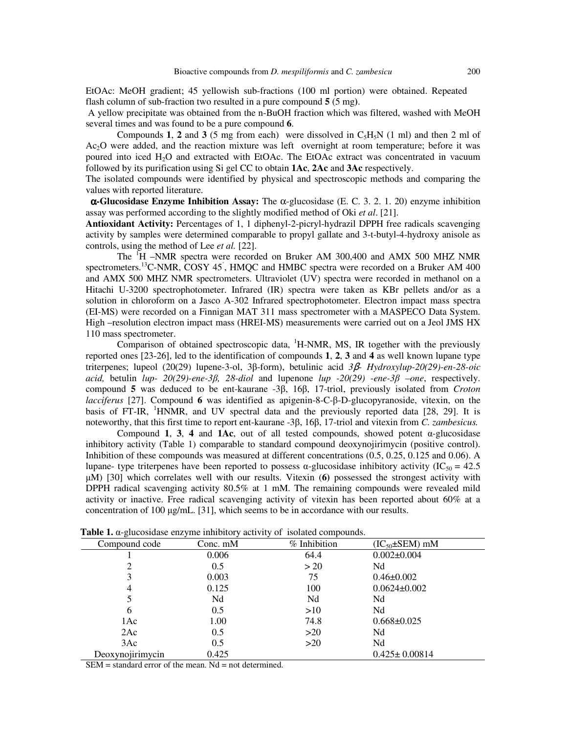EtOAc: MeOH gradient; 45 yellowish sub-fractions (100 ml portion) were obtained. Repeated flash column of sub-fraction two resulted in a pure compound **5** (5 mg**)**.

A yellow precipitate was obtained from the n-BuOH fraction which was filtered, washed with MeOH several times and was found to be a pure compound **6**.

Compounds **1**, **2** and **3** (5 mg from each) were dissolved in $C_5H_5N$ (1 ml) and then 2 ml of $Ac_2O$ were added, and the reaction mixture was left overnight at room temperature; before it was poured into iced $H_2O$ and extracted with EtOAc. The EtOAc extract was concentrated in vacuum followed by its purification using Si gel CC to obtain **1Ac**, **2Ac** and **3Ac** respectively.

The isolated compounds were identified by physical and spectroscopic methods and comparing the values with reported literature.

**α-Glucosidase Enzyme Inhibition Assay:** The α-glucosidase (E. C. 3. 2. 1. 20) enzyme inhibition assay was performed according to the slightly modified method of Oki *et al*. [21].

**Antioxidant Activity:** Percentages of 1, 1 diphenyl-2-picryl-hydrazil DPPH free radicals scavenging activity by samples were determined comparable to propyl gallate and 3-t-butyl-4-hydroxy anisole as controls, using the method of Lee *et al.* [22].

The $^1$H –NMR spectra were recorded on Bruker AM 300,400 and AMX 500 MHZ NMR spectrometers. $^{13}$C-NMR, COSY 45°, HMQC and HMBC spectra were recorded on a Bruker AM 400 and AMX 500 MHZ NMR spectrometers. Ultraviolet (UV) spectra were recorded in methanol on a Hitachi U-3200 spectrophotometer. Infrared (IR) spectra were taken as KBr pellets and/or as a solution in chloroform on a Jasco A-302 Infrared spectrophotometer. Electron impact mass spectra (EI-MS) were recorded on a Finnigan MAT 311 mass spectrometer with a MASPECO Data System. High –resolution electron impact mass (HREI-MS) measurements were carried out on a Jeol JMS HX 110 mass spectrometer.

Comparison of obtained spectroscopic data, $^1$H-NMR, MS, IR together with the previously reported ones [23-26], led to the identification of compounds **1**, **2**, **3** and **4** as well known lupane type triterpenes; lupeol (20(29) lupene-3-ol, 3β-form), betulinic acid *3β- Hydroxylup-20(29)-en-28-oic acid,* betulin *lup- 20(29)-ene-3β, 28-diol* and lupenone *lup -20(29) -ene-3β –one*, respectively. compound **5** was deduced to be ent-kaurane -3β, 16β, 17-triol, previously isolated from *Croton lacciferus* [27]. Compound **6** was identified as apigenin-8-C-β-D-glucopyranoside, vitexin, on the basis of FT-IR, $^1$HNMR, and UV spectral data and the previously reported data [28, 29]. It is noteworthy, that this first time to report ent-kaurane -3β, 16β, 17-triol and vitexin from *C. zambesicus.*

Compound **1**, **3**, **4** and **1Ac**, out of all tested compounds, showed potent α-glucosidase inhibitory activity (Table 1) comparable to standard compound deoxynojirimycin (positive control). Inhibition of these compounds was measured at different concentrations (0.5, 0.25, 0.125 and 0.06). A lupane- type triterpenes have been reported to possess α-glucosidase inhibitory activity ($IC_{50}$ = 42.5 μM) [30] which correlates well with our results. Vitexin (**6**) possessed the strongest activity with DPPH radical scavenging activity 80.5% at 1 mM. The remaining compounds were revealed mild activity or inactive. Free radical scavenging activity of vitexin has been reported about 60% at a concentration of 100 μg/mL. [31], which seems to be in accordance with our results.

**Table 1.** α-glucosidase enzyme inhibitory activity of isolated compounds.

| Compound code | Conc. mM | % Inhibition | ($IC_{50}$±SEM) mM |
|---|---|---|---|
| 1 | 0.006 | 64.4 | 0.002±0.004 |
| 2 | 0.5 | > 20 | Nd |
| 3 | 0.003 | 75 | 0.46±0.002 |
| 4 | 0.125 | 100 | 0.0624±0.002 |
| 5 | Nd | Nd | Nd |
| 6 | 0.5 | >10 | Nd |
| 1Ac | 1.00 | 74.8 | 0.668±0.025 |
| 2Ac | 0.5 | >20 | Nd |
| 3Ac | 0.5 | >20 | Nd |
| Deoxynojirimycin | 0.425 | | 0.425± 0.00814 |

SEM = standard error of the mean. Nd = not determined.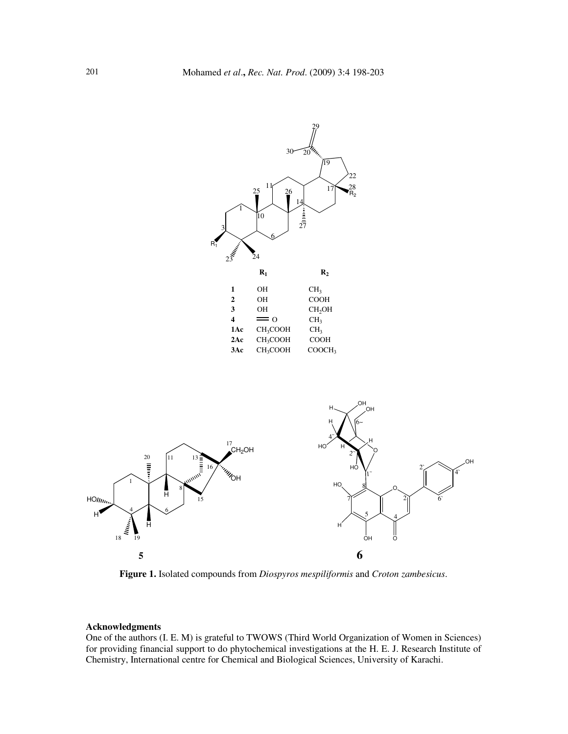| | $R_1$ | $R_2$ |
|---|---|---|
| **1** | OH | $CH_3$ |
| **2** | OH | COOH |
| **3** | OH | $CH_2OH$ |
| **4** | =O | $CH_3$ |
| **1Ac** | $CH_3COOH$ | $CH_3$ |
| **2Ac** | $CH_3COOH$ | COOH |
| **3Ac** | $CH_3COOH$ | $COOCH_3$ |

**Figure 1.** Isolated compounds from *Diospyros mespiliformis* and *Croton zambesicus*.

### Acknowledgments

One of the authors (I. E. M) is grateful to TWOWS (Third World Organization of Women in Sciences) for providing financial support to do phytochemical investigations at the H. E. J. Research Institute of Chemistry, International centre for Chemical and Biological Sciences, University of Karachi.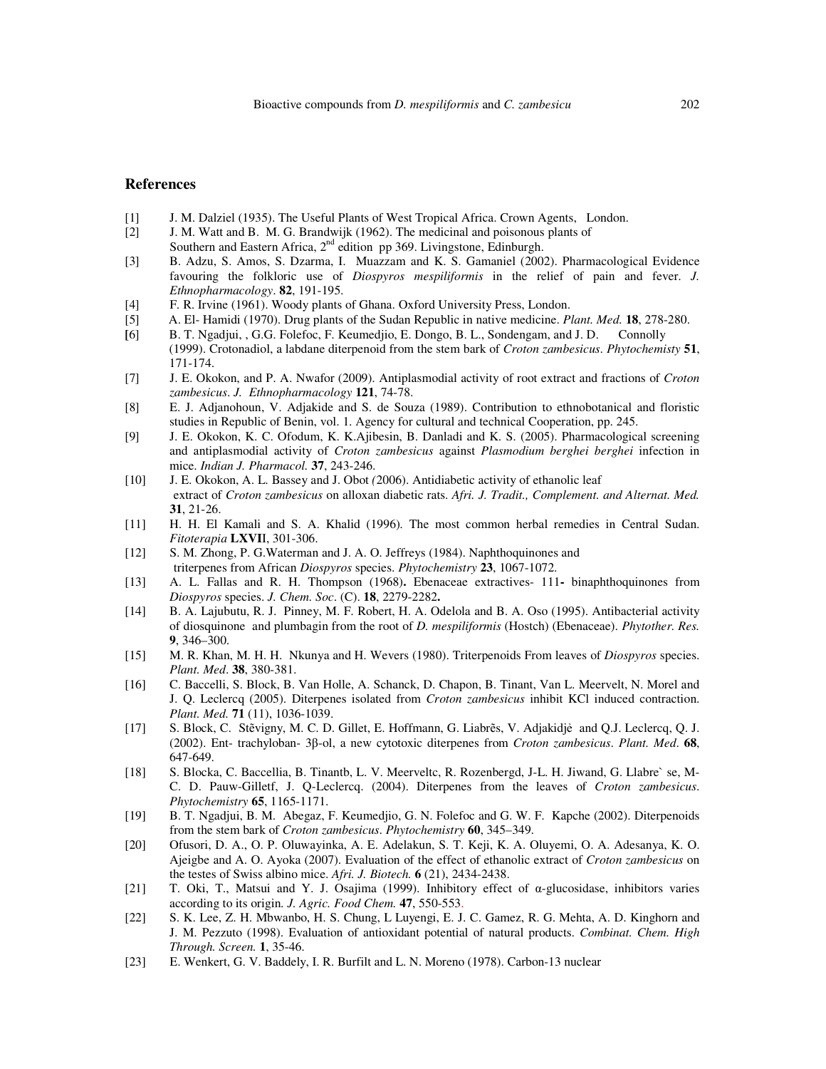## References

[1] J. M. Dalziel (1935). The Useful Plants of West Tropical Africa. Crown Agents, London.

[2] J. M. Watt and B. M. G. Brandwijk (1962). The medicinal and poisonous plants of Southern and Eastern Africa, 2nd edition pp 369. Livingstone, Edinburgh.

[3] B. Adzu, S. Amos, S. Dzarma, I. Muazzam and K. S. Gamaniel (2002). Pharmacological Evidence favouring the folkloric use of *Diospyros mespiliformis* in the relief of pain and fever. *J. Ethnopharmacology*. **82**, 191-195.

[4] F. R. Irvine (1961). Woody plants of Ghana. Oxford University Press, London.

[5] A. El- Hamidi (1970). Drug plants of the Sudan Republic in native medicine. *Plant. Med.* **18**, 278-280.

[6] B. T. Ngadjui, , G.G. Folefoc, F. Keumedjio, E. Dongo, B. L., Sondengam, and J. D. Connolly (1999). Crotonadiol, a labdane diterpenoid from the stem bark of *Croton zambesicus*. *Phytochemisty* **51**, 171-174.

[7] J. E. Okokon, and P. A. Nwafor (2009). Antiplasmodial activity of root extract and fractions of *Croton zambesicus*. *J. Ethnopharmacology* **121**, 74-78.

[8] E. J. Adjanohoun, V. Adjakide and S. de Souza (1989). Contribution to ethnobotanical and floristic studies in Republic of Benin, vol. 1. Agency for cultural and technical Cooperation, pp. 245.

[9] J. E. Okokon, K. C. Ofodum, K. K.Ajibesin, B. Danladi and K. S. (2005). Pharmacological screening and antiplasmodial activity of *Croton zambesicus* against *Plasmodium berghei berghei* infection in mice. *Indian J. Pharmacol.* **37**, 243-246.

[10] J. E. Okokon, A. L. Bassey and J. Obot *(*2006). Antidiabetic activity of ethanolic leaf extract of *Croton zambesicus* on alloxan diabetic rats. *Afri. J. Tradit., Complement. and Alternat. Med.* **31**, 21-26.

[11] H. H. El Kamali and S. A. Khalid (1996). The most common herbal remedies in Central Sudan. *Fitoterapia* **LXVII**, 301-306.

[12] S. M. Zhong, P. G.Waterman and J. A. O. Jeffreys (1984). Naphthoquinones and triterpenes from African *Diospyros* species. *Phytochemistry* **23**, 1067-1072.

[13] A. L. Fallas and R. H. Thompson (1968)**.** Ebenaceae extractives- 111**-** binaphthoquinones from *Diospyros* species. *J. Chem. Soc*. (C). **18**, 2279-2282**.**

[14] B. A. Lajubutu, R. J. Pinney, M. F. Robert, H. A. Odelola and B. A. Oso (1995). Antibacterial activity of diosquinone and plumbagin from the root of *D. mespiliformis* (Hostch) (Ebenaceae). *Phytother. Res.* **9**, 346–300.

[15] M. R. Khan, M. H. H. Nkunya and H. Wevers (1980). Triterpenoids From leaves of *Diospyros* species. *Plant. Med*. **38**, 380-381.

[16] C. Baccelli, S. Block, B. Van Holle, A. Schanck, D. Chapon, B. Tinant, Van L. Meervelt, N. Morel and J. Q. Leclercq (2005). Diterpenes isolated from *Croton zambesicus* inhibit KCl induced contraction. *Plant. Med.* **71** (11), 1036-1039.

[17] S. Block, C. Stẽvigny, M. C. D. Gillet, E. Hoffmann, G. Liabrẽs, V. Adjakidjė and Q.J. Leclercq, Q. J. (2002). Ent- trachyloban- 3β-ol, a new cytotoxic diterpenes from *Croton zambesicus*. *Plant. Med*. **68**, 647-649.

[18] S. Blocka, C. Baccellia, B. Tinantb, L. V. Meerveltc, R. Rozenbergd, J-L. H. Jiwand, G. Llabre` se, M-C. D. Pauw-Gilletf, J. Q-Leclercq. (2004). Diterpenes from the leaves of *Croton zambesicus*. *Phytochemistry* **65**, 1165-1171.

[19] B. T. Ngadjui, B. M. Abegaz, F. Keumedjio, G. N. Folefoc and G. W. F. Kapche (2002). Diterpenoids from the stem bark of *Croton zambesicus*. *Phytochemistry* **60**, 345–349.

[20] Ofusori, D. A., O. P. Oluwayinka, A. E. Adelakun, S. T. Keji, K. A. Oluyemi, O. A. Adesanya, K. O. Ajeigbe and A. O. Ayoka (2007). Evaluation of the effect of ethanolic extract of *Croton zambesicus* on the testes of Swiss albino mice. *Afri. J. Biotech.* **6** (21), 2434-2438.

[21] T. Oki, T., Matsui and Y. J. Osajima (1999). Inhibitory effect of α-glucosidase, inhibitors varies according to its origin. *J. Agric. Food Chem.* **47**, 550-553.

[22] S. K. Lee, Z. H. Mbwanbo, H. S. Chung, L Luyengi, E. J. C. Gamez, R. G. Mehta, A. D. Kinghorn and J. M. Pezzuto (1998). Evaluation of antioxidant potential of natural products. *Combinat. Chem. High Through. Screen.* **1**, 35-46.

[23] E. Wenkert, G. V. Baddely, I. R. Burfilt and L. N. Moreno (1978). Carbon-13 nuclear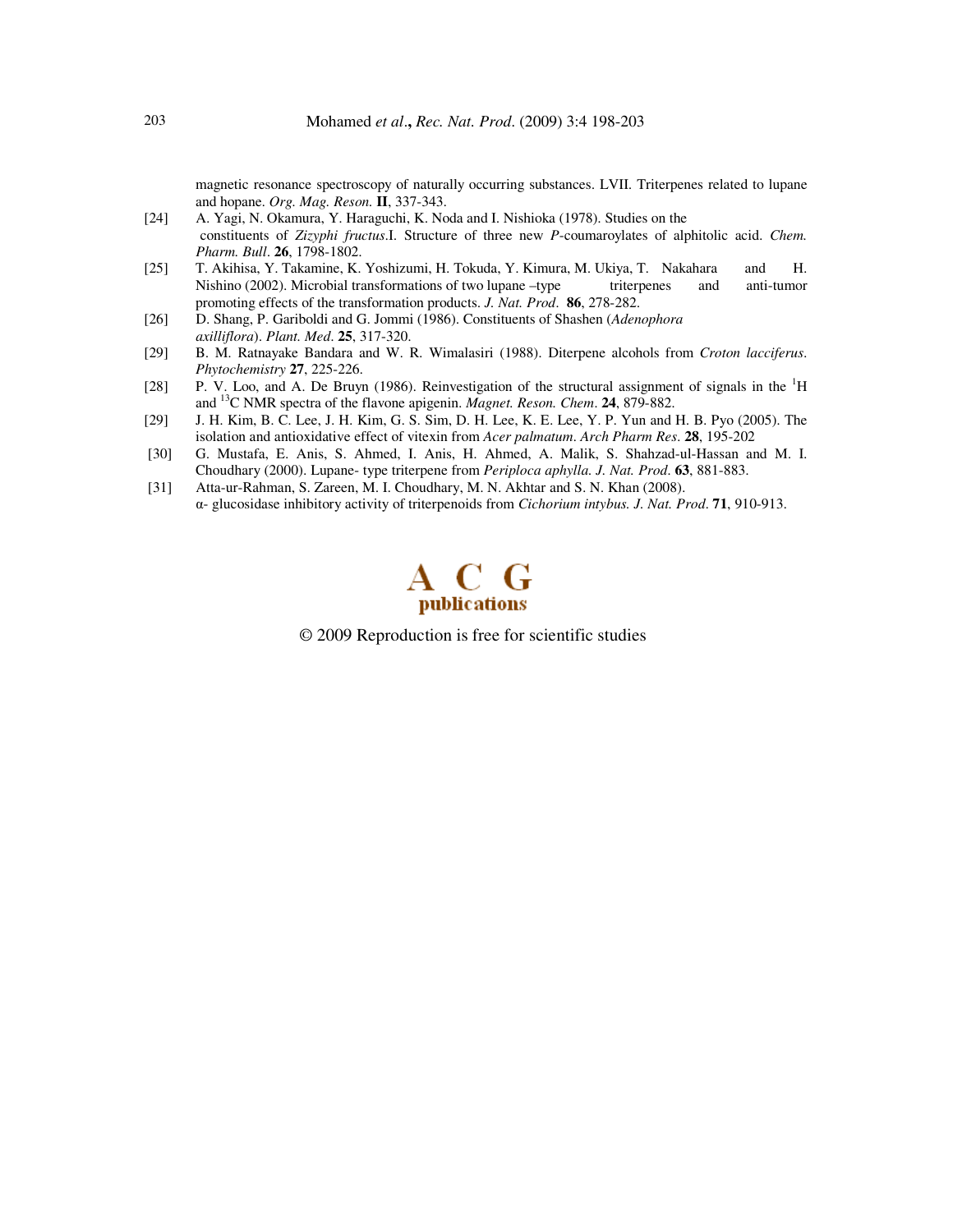magnetic resonance spectroscopy of naturally occurring substances. LVII. Triterpenes related to lupane and hopane. *Org. Mag. Reson.* **II**, 337-343.

[24] A. Yagi, N. Okamura, Y. Haraguchi, K. Noda and I. Nishioka (1978). Studies on the constituents of *Zizyphi fructus*.I. Structure of three new *P*-coumaroylates of alphitolic acid. *Chem. Pharm. Bull*. **26**, 1798-1802.

[25] T. Akihisa, Y. Takamine, K. Yoshizumi, H. Tokuda, Y. Kimura, M. Ukiya, T. Nakahara and H. Nishino (2002). Microbial transformations of two lupane –type triterpenes and anti-tumor promoting effects of the transformation products. *J. Nat. Prod*. **86**, 278-282.

[26] D. Shang, P. Gariboldi and G. Jommi (1986). Constituents of Shashen (*Adenophora axilliflora*). *Plant. Med*. **25**, 317-320.

[29] B. M. Ratnayake Bandara and W. R. Wimalasiri (1988). Diterpene alcohols from *Croton lacciferus*. *Phytochemistry* **27**, 225-226.

[28] P. V. Loo, and A. De Bruyn (1986). Reinvestigation of the structural assignment of signals in the $^{1}$H and $^{13}$C NMR spectra of the flavone apigenin. *Magnet. Reson. Chem*. **24**, 879-882.

[29] J. H. Kim, B. C. Lee, J. H. Kim, G. S. Sim, D. H. Lee, K. E. Lee, Y. P. Yun and H. B. Pyo (2005). The isolation and antioxidative effect of vitexin from *Acer palmatum*. *Arch Pharm Res*. **28**, 195-202

[30] G. Mustafa, E. Anis, S. Ahmed, I. Anis, H. Ahmed, A. Malik, S. Shahzad-ul-Hassan and M. I. Choudhary (2000). Lupane- type triterpene from *Periploca aphylla. J. Nat. Prod*. **63**, 881-883.

[31] Atta-ur-Rahman, S. Zareen, M. I. Choudhary, M. N. Akhtar and S. N. Khan (2008). α- glucosidase inhibitory activity of triterpenoids from *Cichorium intybus. J. Nat. Prod*. **71**, 910-913.

A C G
publications

© 2009 Reproduction is free for scientific studies